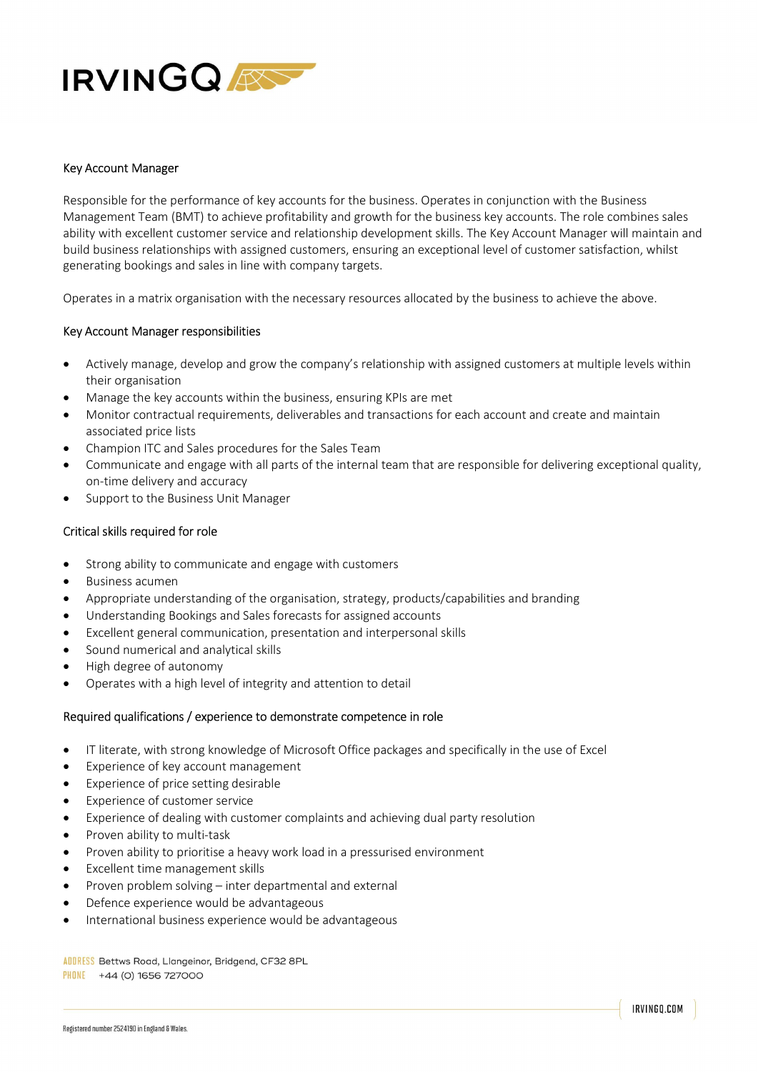IRVINGQ

## Key Account Manager

Responsible for the performance of key accounts for the business. Operates in conjunction with the Business Management Team (BMT) to achieve profitability and growth for the business key accounts. The role combines sales ability with excellent customer service and relationship development skills. The Key Account Manager will maintain and build business relationships with assigned customers, ensuring an exceptional level of customer satisfaction, whilst generating bookings and sales in line with company targets.

Operates in a matrix organisation with the necessary resources allocated by the business to achieve the above.

### Key Account Manager responsibilities

- Actively manage, develop and grow the company's relationship with assigned customers at multiple levels within their organisation
- Manage the key accounts within the business, ensuring KPIs are met
- Monitor contractual requirements, deliverables and transactions for each account and create and maintain associated price lists
- Champion ITC and Sales procedures for the Sales Team
- Communicate and engage with all parts of the internal team that are responsible for delivering exceptional quality, on-time delivery and accuracy
- Support to the Business Unit Manager

### Critical skills required for role

- Strong ability to communicate and engage with customers
- Business acumen
- Appropriate understanding of the organisation, strategy, products/capabilities and branding
- Understanding Bookings and Sales forecasts for assigned accounts
- Excellent general communication, presentation and interpersonal skills
- Sound numerical and analytical skills
- High degree of autonomy
- Operates with a high level of integrity and attention to detail

### Required qualifications / experience to demonstrate competence in role

- IT literate, with strong knowledge of Microsoft Office packages and specifically in the use of Excel
- Experience of key account management
- Experience of price setting desirable
- Experience of customer service
- Experience of dealing with customer complaints and achieving dual party resolution
- Proven ability to multi-task
- Proven ability to prioritise a heavy work load in a pressurised environment
- Excellent time management skills
- Proven problem solving – inter departmental and external
- Defence experience would be advantageous
- International business experience would be advantageous

ADDRESS Bettws Road, Llangeinor, Bridgend, CF32 8PL
PHONE +44 (0) 1656 727000

IRVINGQ.COM

Registered number 2524190 in England & Wales.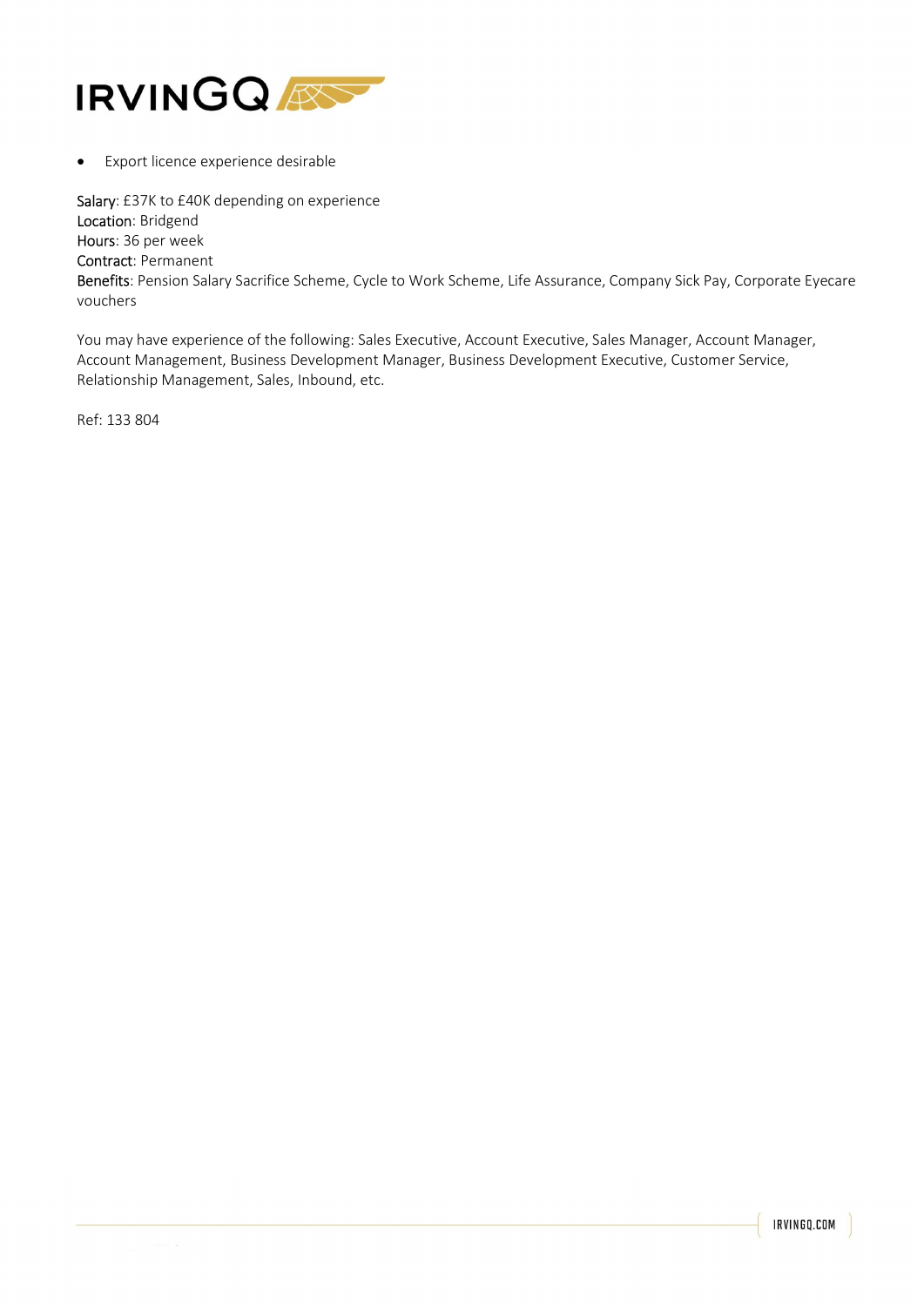- Export licence experience desirable

**Salary**: £37K to £40K depending on experience
**Location**: Bridgend
**Hours**: 36 per week
**Contract**: Permanent
**Benefits**: Pension Salary Sacrifice Scheme, Cycle to Work Scheme, Life Assurance, Company Sick Pay, Corporate Eyecare vouchers

You may have experience of the following: Sales Executive, Account Executive, Sales Manager, Account Manager, Account Management, Business Development Manager, Business Development Executive, Customer Service, Relationship Management, Sales, Inbound, etc.

Ref: 133 804